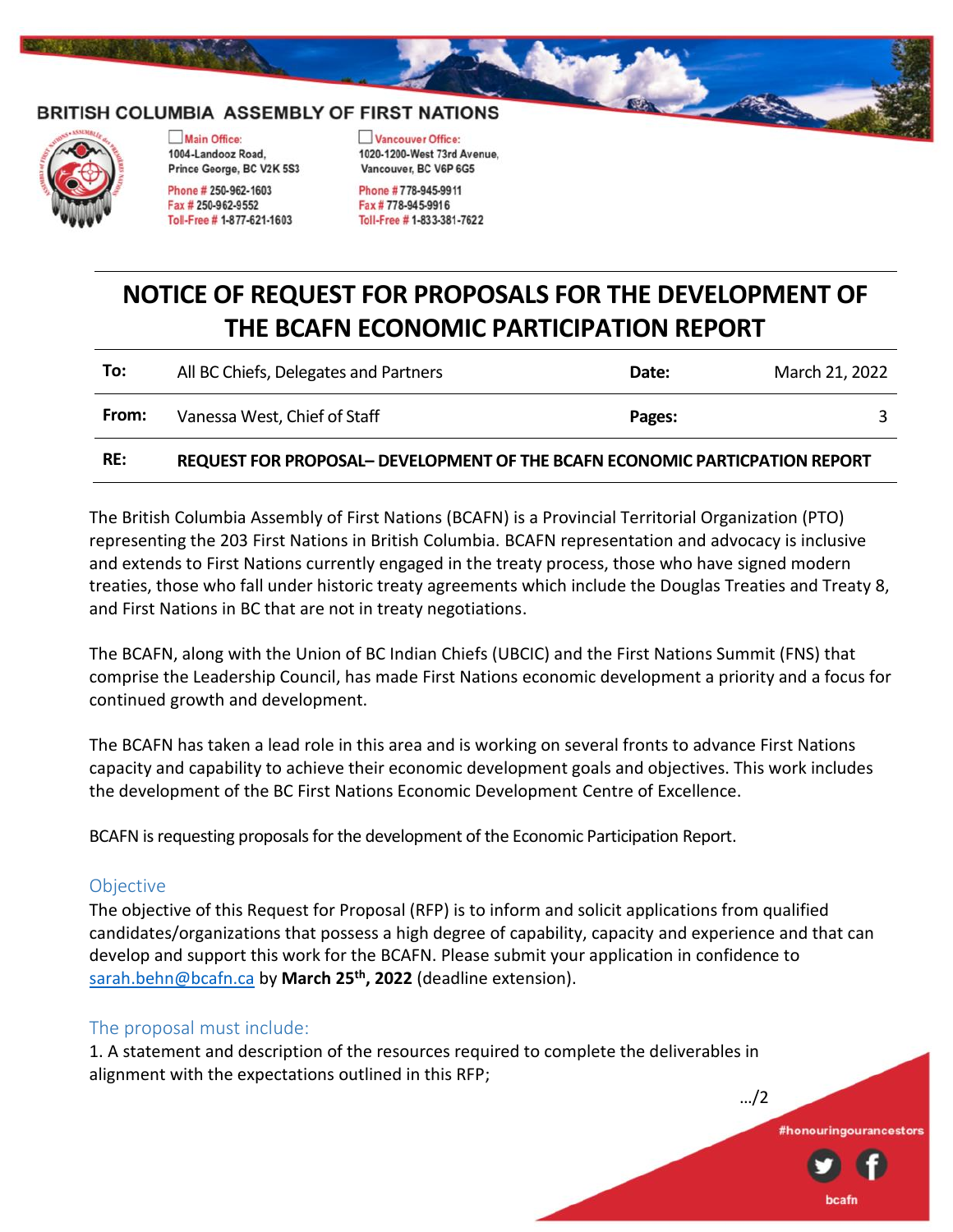BRITISH COLUMBIA ASSEMBLY OF FIRST NATIONS

Main Office:
1004-Landooz Road,
Prince George, BC V2K 5S3
Phone # 250-962-1603
Fax # 250-962-9552
Toll-Free # 1-877-621-1603

Vancouver Office:
1020-1200-West 73rd Avenue,
Vancouver, BC V6P 6G5
Phone # 778-945-9911
Fax # 778-945-9916
Toll-Free # 1-833-381-7622

# NOTICE OF REQUEST FOR PROPOSALS FOR THE DEVELOPMENT OF THE BCAFN ECONOMIC PARTICIPATION REPORT

| **To:** | All BC Chiefs, Delegates and Partners | **Date:** | March 21, 2022 |
|---|---|---|---|
| **From:** | Vanessa West, Chief of Staff | **Pages:** | 3 |
| **RE:** | **REQUEST FOR PROPOSAL– DEVELOPMENT OF THE BCAFN ECONOMIC PARTICPATION REPORT** | | |

The British Columbia Assembly of First Nations (BCAFN) is a Provincial Territorial Organization (PTO) representing the 203 First Nations in British Columbia. BCAFN representation and advocacy is inclusive and extends to First Nations currently engaged in the treaty process, those who have signed modern treaties, those who fall under historic treaty agreements which include the Douglas Treaties and Treaty 8, and First Nations in BC that are not in treaty negotiations.

The BCAFN, along with the Union of BC Indian Chiefs (UBCIC) and the First Nations Summit (FNS) that comprise the Leadership Council, has made First Nations economic development a priority and a focus for continued growth and development.

The BCAFN has taken a lead role in this area and is working on several fronts to advance First Nations capacity and capability to achieve their economic development goals and objectives. This work includes the development of the BC First Nations Economic Development Centre of Excellence.

BCAFN is requesting proposals for the development of the Economic Participation Report.

## Objective

The objective of this Request for Proposal (RFP) is to inform and solicit applications from qualified candidates/organizations that possess a high degree of capability, capacity and experience and that can develop and support this work for the BCAFN. Please submit your application in confidence to sarah.behn@bcafn.ca by **March 25th, 2022** (deadline extension).

## The proposal must include:

1. A statement and description of the resources required to complete the deliverables in alignment with the expectations outlined in this RFP;

…/2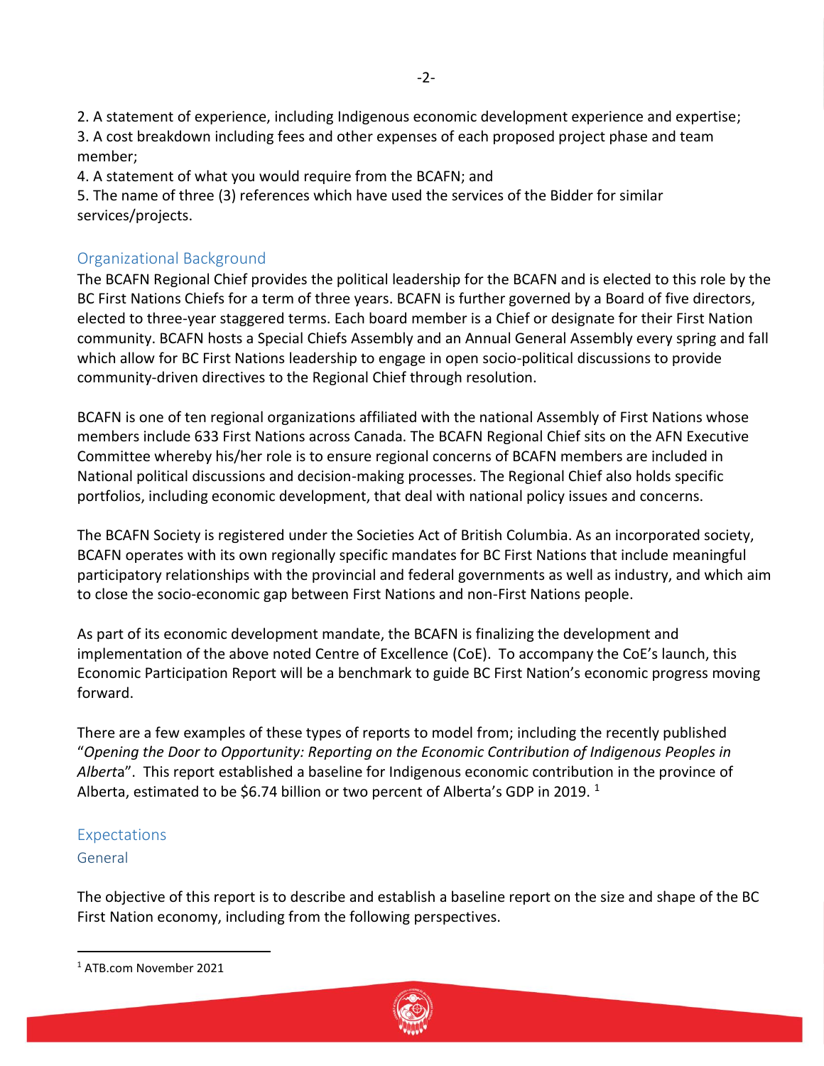2. A statement of experience, including Indigenous economic development experience and expertise;
3. A cost breakdown including fees and other expenses of each proposed project phase and team member;
4. A statement of what you would require from the BCAFN; and
5. The name of three (3) references which have used the services of the Bidder for similar services/projects.

## Organizational Background

The BCAFN Regional Chief provides the political leadership for the BCAFN and is elected to this role by the BC First Nations Chiefs for a term of three years. BCAFN is further governed by a Board of five directors, elected to three-year staggered terms. Each board member is a Chief or designate for their First Nation community. BCAFN hosts a Special Chiefs Assembly and an Annual General Assembly every spring and fall which allow for BC First Nations leadership to engage in open socio-political discussions to provide community-driven directives to the Regional Chief through resolution.

BCAFN is one of ten regional organizations affiliated with the national Assembly of First Nations whose members include 633 First Nations across Canada. The BCAFN Regional Chief sits on the AFN Executive Committee whereby his/her role is to ensure regional concerns of BCAFN members are included in National political discussions and decision-making processes. The Regional Chief also holds specific portfolios, including economic development, that deal with national policy issues and concerns.

The BCAFN Society is registered under the Societies Act of British Columbia. As an incorporated society, BCAFN operates with its own regionally specific mandates for BC First Nations that include meaningful participatory relationships with the provincial and federal governments as well as industry, and which aim to close the socio-economic gap between First Nations and non-First Nations people.

As part of its economic development mandate, the BCAFN is finalizing the development and implementation of the above noted Centre of Excellence (CoE). To accompany the CoE's launch, this Economic Participation Report will be a benchmark to guide BC First Nation's economic progress moving forward.

There are a few examples of these types of reports to model from; including the recently published "*Opening the Door to Opportunity: Reporting on the Economic Contribution of Indigenous Peoples in Alberta*". This report established a baseline for Indigenous economic contribution in the province of Alberta, estimated to be $6.74 billion or two percent of Alberta's GDP in 2019. [1]

## Expectations

### General

The objective of this report is to describe and establish a baseline report on the size and shape of the BC First Nation economy, including from the following perspectives.

[1] ATB.com November 2021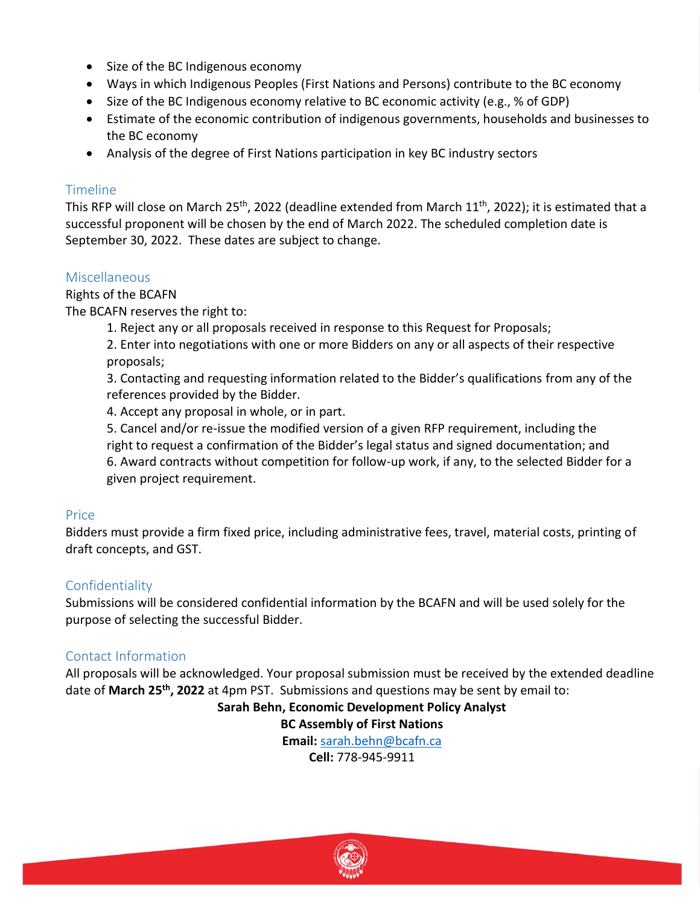- Size of the BC Indigenous economy
- Ways in which Indigenous Peoples (First Nations and Persons) contribute to the BC economy
- Size of the BC Indigenous economy relative to BC economic activity (e.g., % of GDP)
- Estimate of the economic contribution of indigenous governments, households and businesses to the BC economy
- Analysis of the degree of First Nations participation in key BC industry sectors

## Timeline

This RFP will close on March 25th, 2022 (deadline extended from March 11th, 2022); it is estimated that a successful proponent will be chosen by the end of March 2022. The scheduled completion date is September 30, 2022. These dates are subject to change.

## Miscellaneous

Rights of the BCAFN

The BCAFN reserves the right to:

1. Reject any or all proposals received in response to this Request for Proposals;
2. Enter into negotiations with one or more Bidders on any or all aspects of their respective proposals;
3. Contacting and requesting information related to the Bidder's qualifications from any of the references provided by the Bidder.
4. Accept any proposal in whole, or in part.
5. Cancel and/or re-issue the modified version of a given RFP requirement, including the right to request a confirmation of the Bidder's legal status and signed documentation; and
6. Award contracts without competition for follow-up work, if any, to the selected Bidder for a given project requirement.

## Price

Bidders must provide a firm fixed price, including administrative fees, travel, material costs, printing of draft concepts, and GST.

## Confidentiality

Submissions will be considered confidential information by the BCAFN and will be used solely for the purpose of selecting the successful Bidder.

## Contact Information

All proposals will be acknowledged. Your proposal submission must be received by the extended deadline date of **March 25th, 2022** at 4pm PST. Submissions and questions may be sent by email to:

**Sarah Behn, Economic Development Policy Analyst**

**BC Assembly of First Nations**

**Email:** sarah.behn@bcafn.ca

**Cell:** 778-945-9911